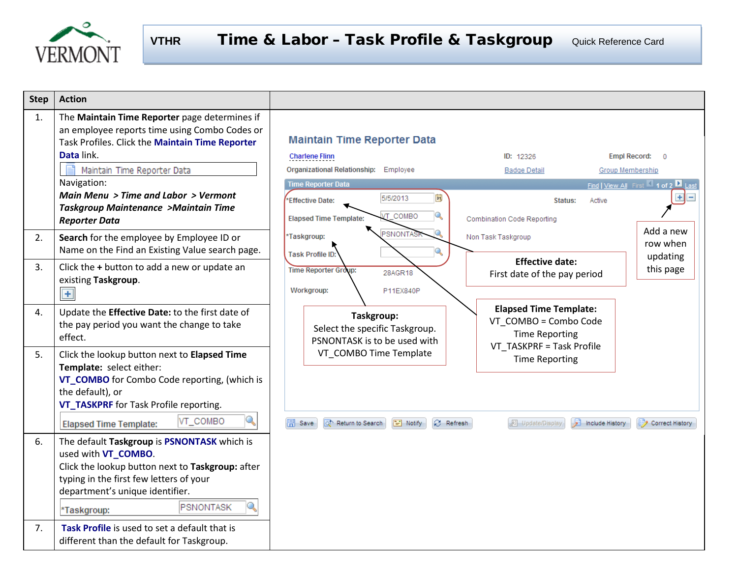# VTHR Time & Labor – Task Profile & Taskgroup

Quick Reference Card

| Step | Action |
|---|---|
| 1. | The **Maintain Time Reporter** page determines if an employee reports time using Combo Codes or Task Profiles. Click the **Maintain Time Reporter Data** link.<br>Maintain Time Reporter Data<br>Navigation:<br>***Main Menu > Time and Labor > Vermont Taskgroup Maintenance >Maintain Time Reporter Data*** |
| 2. | **Search** for the employee by Employee ID or Name on the Find an Existing Value search page. |
| 3. | Click the **+** button to add a new or update an existing **Taskgroup**. |
| 4. | Update the **Effective Date:** to the first date of the pay period you want the change to take effect. |
| 5. | Click the lookup button next to **Elapsed Time Template:** select either:<br>**VT_COMBO** for Combo Code reporting, (which is the default), or<br>**VT_TASKPRF** for Task Profile reporting.<br>Elapsed Time Template: VT_COMBO |
| 6. | The default **Taskgroup** is **PSNONTASK** which is used with **VT_COMBO**.<br>Click the lookup button next to **Taskgroup:** after typing in the first few letters of your department's unique identifier.<br>*Taskgroup: PSNONTASK |
| 7. | **Task Profile** is used to set a default that is different than the default for Taskgroup. |

**Maintain Time Reporter Data**

Charlene Flinn — ID: 12326 — Empl Record: 0
Organizational Relationship: Employee — Badge Detail — Group Membership

Time Reporter Data — Find | View All — First 1 of 2 Last

- *Effective Date: 5/5/2013 — Status: Active
- Elapsed Time Template: VT_COMBO — Combination Code Reporting
- *Taskgroup: PSNONTASK — Non Task Taskgroup
- Task Profile ID:
- Time Reporter Group: 28AGR18
- Workgroup: P11EX840P

Save | Return to Search | Notify | Refresh | Update/Display | Include History | Correct History

**Add a new row when updating this page**

**Effective date:** First date of the pay period

**Elapsed Time Template:** VT_COMBO = Combo Code Time Reporting; VT_TASKPRF = Task Profile Time Reporting

**Taskgroup:** Select the specific Taskgroup. PSNONTASK is to be used with VT_COMBO Time Template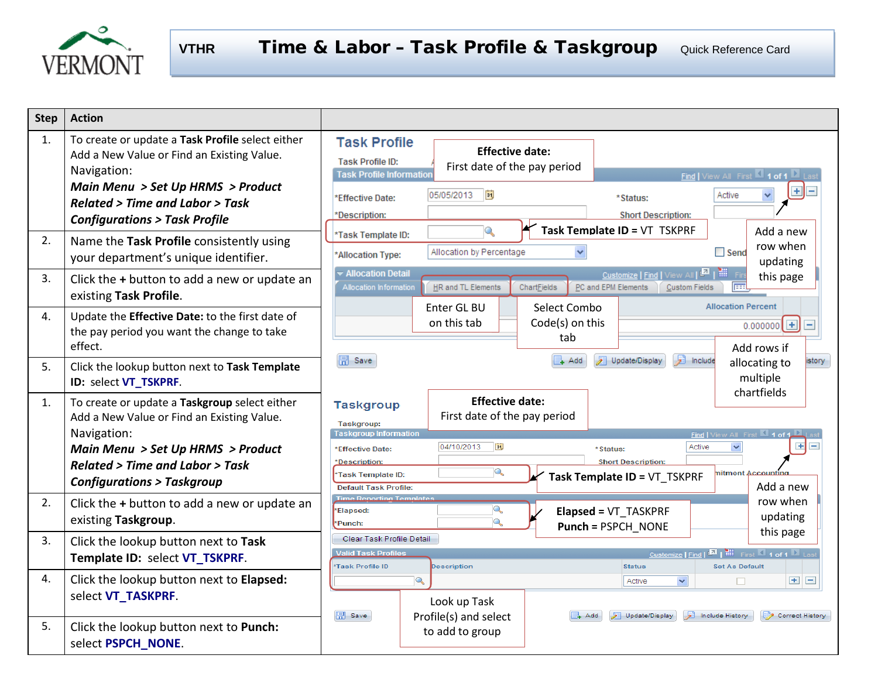VERMONT

**VTHR** **Time & Labor – Task Profile & Taskgroup** Quick Reference Card

| Step | Action |
| --- | --- |
| 1. | To create or update a **Task Profile** select either Add a New Value or Find an Existing Value. Navigation: ***Main Menu > Set Up HRMS > Product Related > Time and Labor > Task Configurations > Task Profile*** |
| 2. | Name the **Task Profile** consistently using your department's unique identifier. |
| 3. | Click the **+** button to add a new or update an existing **Task Profile**. |
| 4. | Update the **Effective Date:** to the first date of the pay period you want the change to take effect. |
| 5. | Click the lookup button next to **Task Template ID:** select **VT_TSKPRF**. |
| 1. | To create or update a **Taskgroup** select either Add a New Value or Find an Existing Value. Navigation: ***Main Menu > Set Up HRMS > Product Related > Time and Labor > Task Configurations > Taskgroup*** |
| 2. | Click the **+** button to add a new or update an existing **Taskgroup**. |
| 3. | Click the lookup button next to **Task Template ID:** select **VT_TSKPRF**. |
| 4. | Click the lookup button next to **Elapsed:** select **VT_TASKPRF**. |
| 5. | Click the lookup button next to **Punch:** select **PSPCH_NONE**. |

**Task Profile** screen callouts:

- **Effective date:** First date of the pay period
- **Task Template ID** = VT_TSKPRF
- Add a new row when updating this page
- Enter GL BU on this tab
- Select Combo Code(s) on this tab
- Add rows if allocating to multiple chartfields

**Taskgroup** screen callouts:

- **Effective date:** First date of the pay period
- **Task Template ID** = VT_TSKPRF
- Add a new row when updating this page
- **Elapsed** = VT_TASKPRF
- **Punch** = PSPCH_NONE
- Look up Task Profile(s) and select to add to group